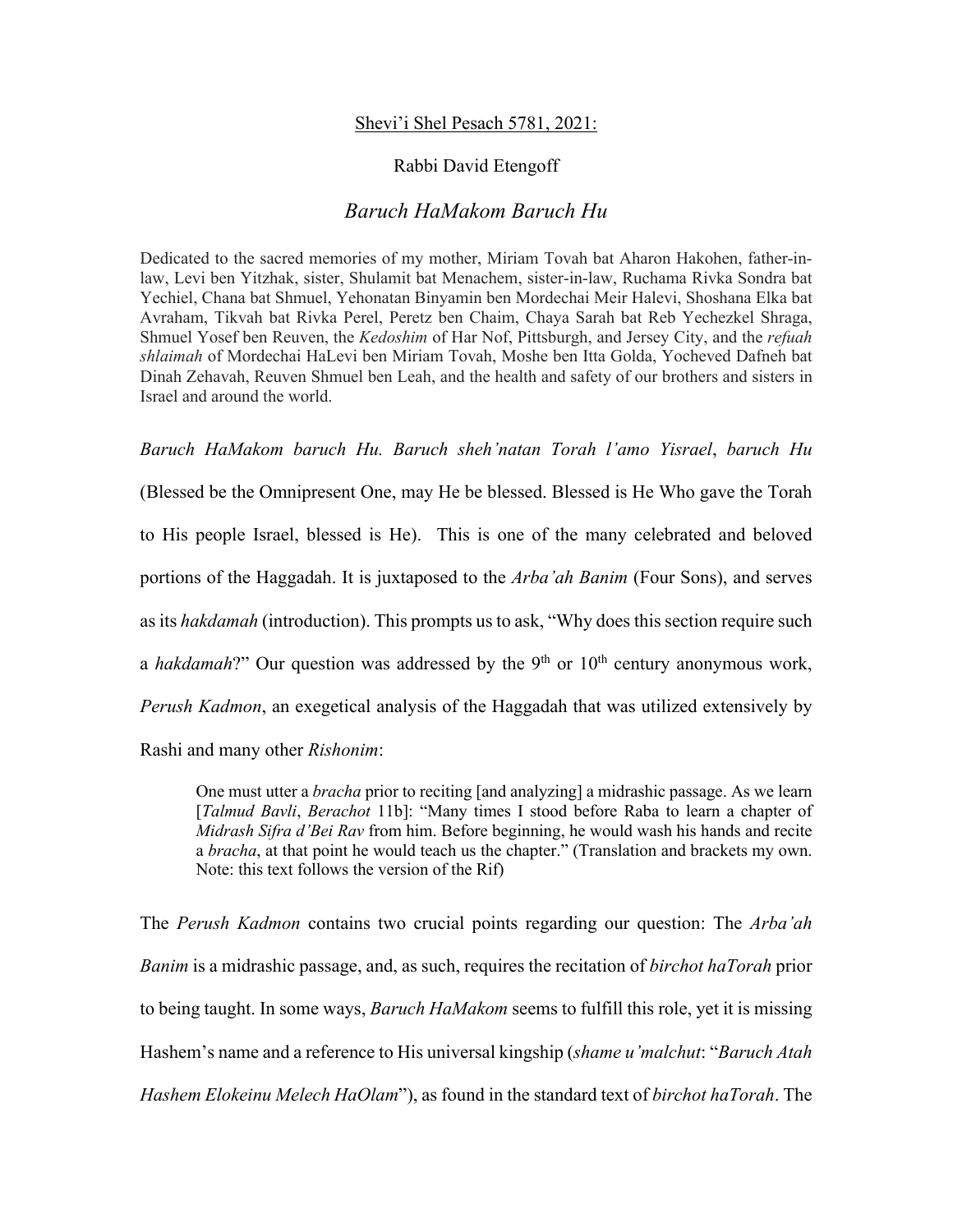<u>Shevi'i Shel Pesach 5781, 2021:</u>

Rabbi David Etengoff

# *Baruch HaMakom Baruch Hu*

Dedicated to the sacred memories of my mother, Miriam Tovah bat Aharon Hakohen, father-in-law, Levi ben Yitzhak, sister, Shulamit bat Menachem, sister-in-law, Ruchama Rivka Sondra bat Yechiel, Chana bat Shmuel, Yehonatan Binyamin ben Mordechai Meir Halevi, Shoshana Elka bat Avraham, Tikvah bat Rivka Perel, Peretz ben Chaim, Chaya Sarah bat Reb Yechezkel Shraga, Shmuel Yosef ben Reuven, the *Kedoshim* of Har Nof, Pittsburgh, and Jersey City, and the *refuah shlaimah* of Mordechai HaLevi ben Miriam Tovah, Moshe ben Itta Golda, Yocheved Dafneh bat Dinah Zehavah, Reuven Shmuel ben Leah, and the health and safety of our brothers and sisters in Israel and around the world.

*Baruch HaMakom baruch Hu. Baruch sheh'natan Torah l'amo Yisrael*, *baruch Hu* (Blessed be the Omnipresent One, may He be blessed. Blessed is He Who gave the Torah to His people Israel, blessed is He). This is one of the many celebrated and beloved portions of the Haggadah. It is juxtaposed to the *Arba'ah Banim* (Four Sons), and serves as its *hakdamah* (introduction). This prompts us to ask, "Why does this section require such a *hakdamah*?" Our question was addressed by the 9th or 10th century anonymous work, *Perush Kadmon*, an exegetical analysis of the Haggadah that was utilized extensively by Rashi and many other *Rishonim*:

> One must utter a *bracha* prior to reciting [and analyzing] a midrashic passage. As we learn [*Talmud Bavli*, *Berachot* 11b]: "Many times I stood before Raba to learn a chapter of *Midrash Sifra d'Bei Rav* from him. Before beginning, he would wash his hands and recite a *bracha*, at that point he would teach us the chapter." (Translation and brackets my own. Note: this text follows the version of the Rif)

The *Perush Kadmon* contains two crucial points regarding our question: The *Arba'ah Banim* is a midrashic passage, and, as such, requires the recitation of *birchot haTorah* prior to being taught. In some ways, *Baruch HaMakom* seems to fulfill this role, yet it is missing Hashem's name and a reference to His universal kingship (*shame u'malchut*: "*Baruch Atah Hashem Elokeinu Melech HaOlam*"), as found in the standard text of *birchot haTorah*. The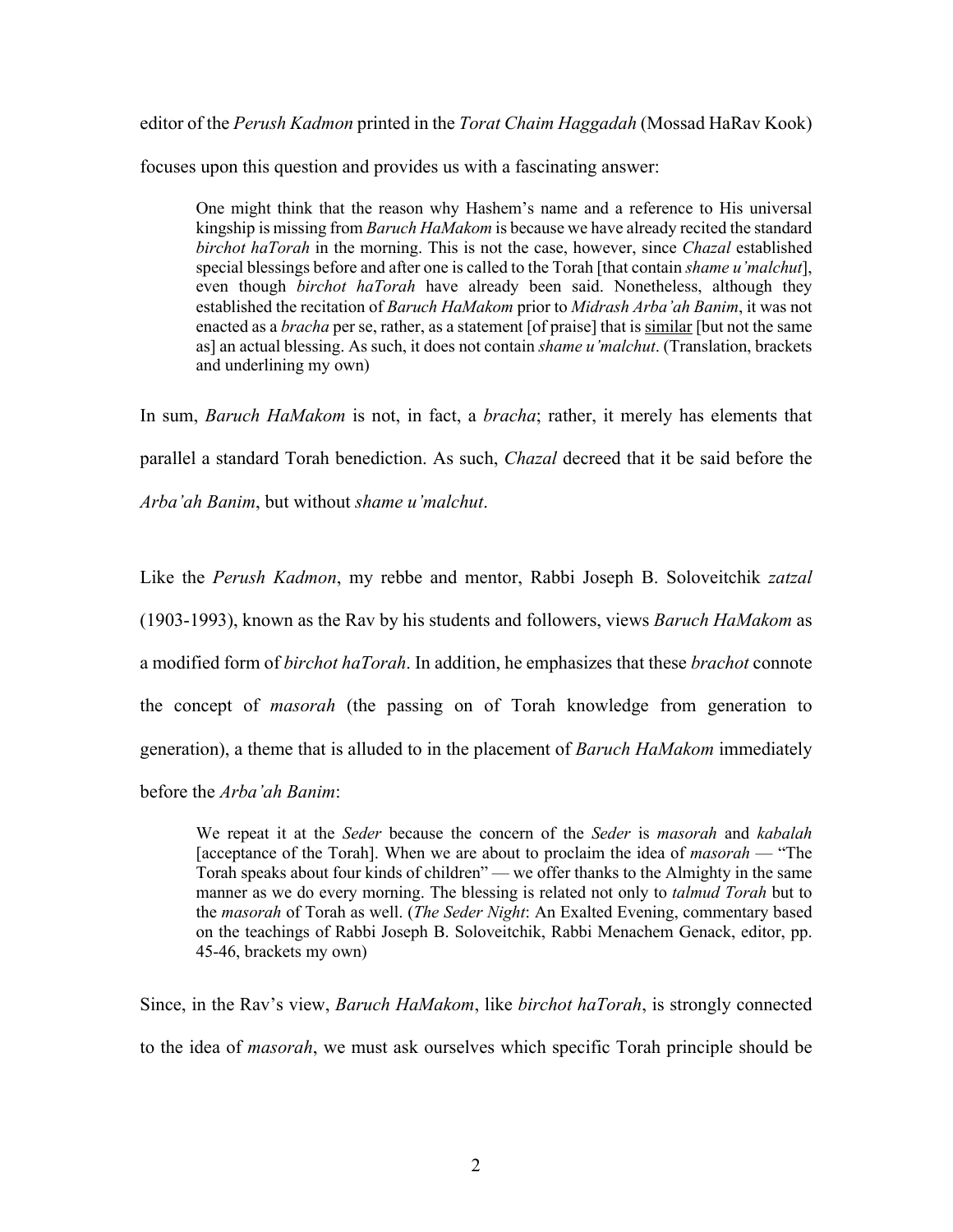editor of the *Perush Kadmon* printed in the *Torat Chaim Haggadah* (Mossad HaRav Kook) focuses upon this question and provides us with a fascinating answer:

> One might think that the reason why Hashem's name and a reference to His universal kingship is missing from *Baruch HaMakom* is because we have already recited the standard *birchot haTorah* in the morning. This is not the case, however, since *Chazal* established special blessings before and after one is called to the Torah [that contain *shame u'malchut*], even though *birchot haTorah* have already been said. Nonetheless, although they established the recitation of *Baruch HaMakom* prior to *Midrash Arba'ah Banim*, it was not enacted as a *bracha* per se, rather, as a statement [of praise] that is <u>similar</u> [but not the same as] an actual blessing. As such, it does not contain *shame u'malchut*. (Translation, brackets and underlining my own)

In sum, *Baruch HaMakom* is not, in fact, a *bracha*; rather, it merely has elements that parallel a standard Torah benediction. As such, *Chazal* decreed that it be said before the *Arba'ah Banim*, but without *shame u'malchut*.

Like the *Perush Kadmon*, my rebbe and mentor, Rabbi Joseph B. Soloveitchik *zatzal* (1903-1993), known as the Rav by his students and followers, views *Baruch HaMakom* as a modified form of *birchot haTorah*. In addition, he emphasizes that these *brachot* connote the concept of *masorah* (the passing on of Torah knowledge from generation to generation), a theme that is alluded to in the placement of *Baruch HaMakom* immediately before the *Arba'ah Banim*:

> We repeat it at the *Seder* because the concern of the *Seder* is *masorah* and *kabalah* [acceptance of the Torah]. When we are about to proclaim the idea of *masorah* — "The Torah speaks about four kinds of children" — we offer thanks to the Almighty in the same manner as we do every morning. The blessing is related not only to *talmud Torah* but to the *masorah* of Torah as well. (*The Seder Night*: An Exalted Evening, commentary based on the teachings of Rabbi Joseph B. Soloveitchik, Rabbi Menachem Genack, editor, pp. 45-46, brackets my own)

Since, in the Rav's view, *Baruch HaMakom*, like *birchot haTorah*, is strongly connected to the idea of *masorah*, we must ask ourselves which specific Torah principle should be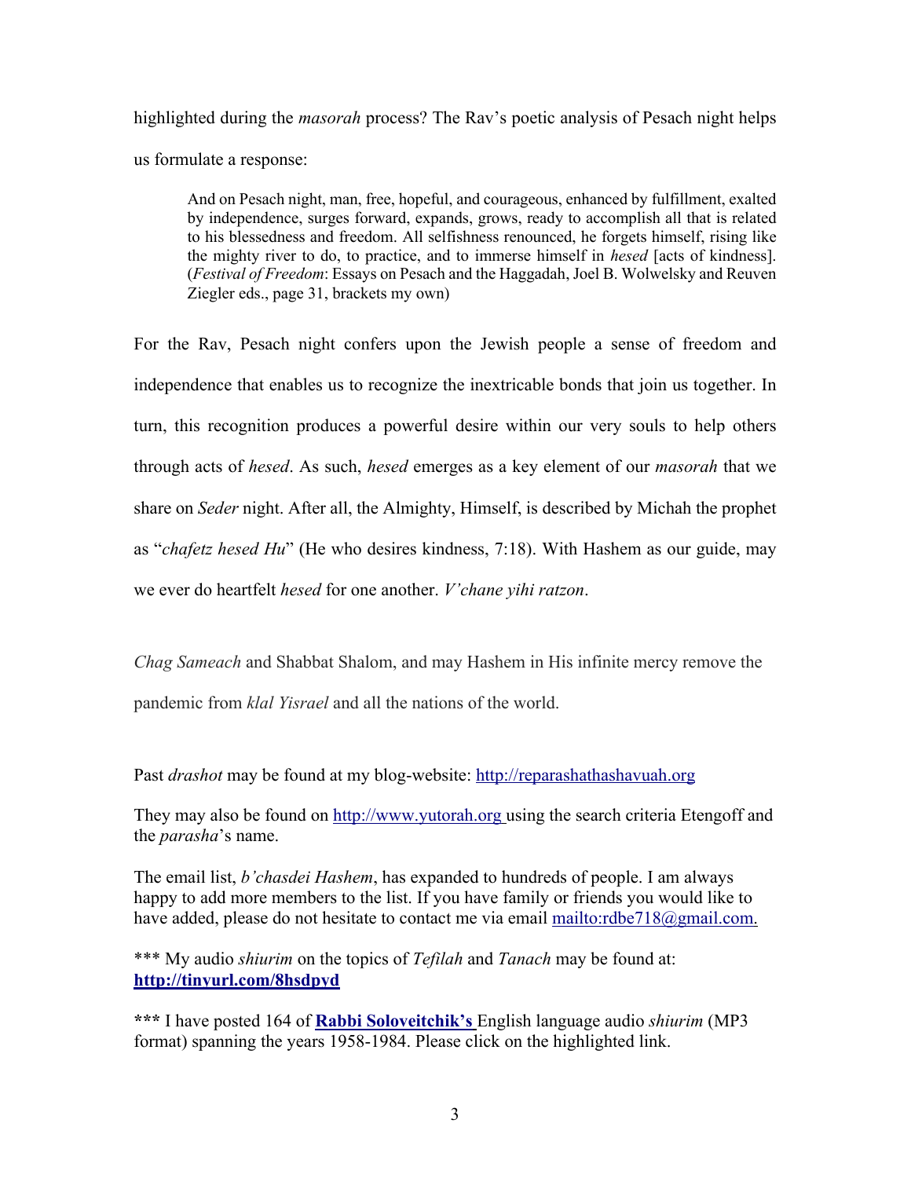highlighted during the *masorah* process? The Rav's poetic analysis of Pesach night helps us formulate a response:

> And on Pesach night, man, free, hopeful, and courageous, enhanced by fulfillment, exalted by independence, surges forward, expands, grows, ready to accomplish all that is related to his blessedness and freedom. All selfishness renounced, he forgets himself, rising like the mighty river to do, to practice, and to immerse himself in *hesed* [acts of kindness]. (*Festival of Freedom*: Essays on Pesach and the Haggadah, Joel B. Wolwelsky and Reuven Ziegler eds., page 31, brackets my own)

For the Rav, Pesach night confers upon the Jewish people a sense of freedom and independence that enables us to recognize the inextricable bonds that join us together. In turn, this recognition produces a powerful desire within our very souls to help others through acts of *hesed*. As such, *hesed* emerges as a key element of our *masorah* that we share on *Seder* night. After all, the Almighty, Himself, is described by Michah the prophet as "*chafetz hesed Hu*" (He who desires kindness, 7:18). With Hashem as our guide, may we ever do heartfelt *hesed* for one another. *V'chane yihi ratzon*.

*Chag Sameach* and Shabbat Shalom, and may Hashem in His infinite mercy remove the pandemic from *klal Yisrael* and all the nations of the world.

Past *drashot* may be found at my blog-website: http://reparashathashavuah.org

They may also be found on http://www.yutorah.org using the search criteria Etengoff and the *parasha*'s name.

The email list, *b'chasdei Hashem*, has expanded to hundreds of people. I am always happy to add more members to the list. If you have family or friends you would like to have added, please do not hesitate to contact me via email mailto:rdbe718@gmail.com.

\*\*\* My audio *shiurim* on the topics of *Tefilah* and *Tanach* may be found at: **http://tinyurl.com/8hsdpyd**

\*\*\* I have posted 164 of **Rabbi Soloveitchik's** English language audio *shiurim* (MP3 format) spanning the years 1958-1984. Please click on the highlighted link.